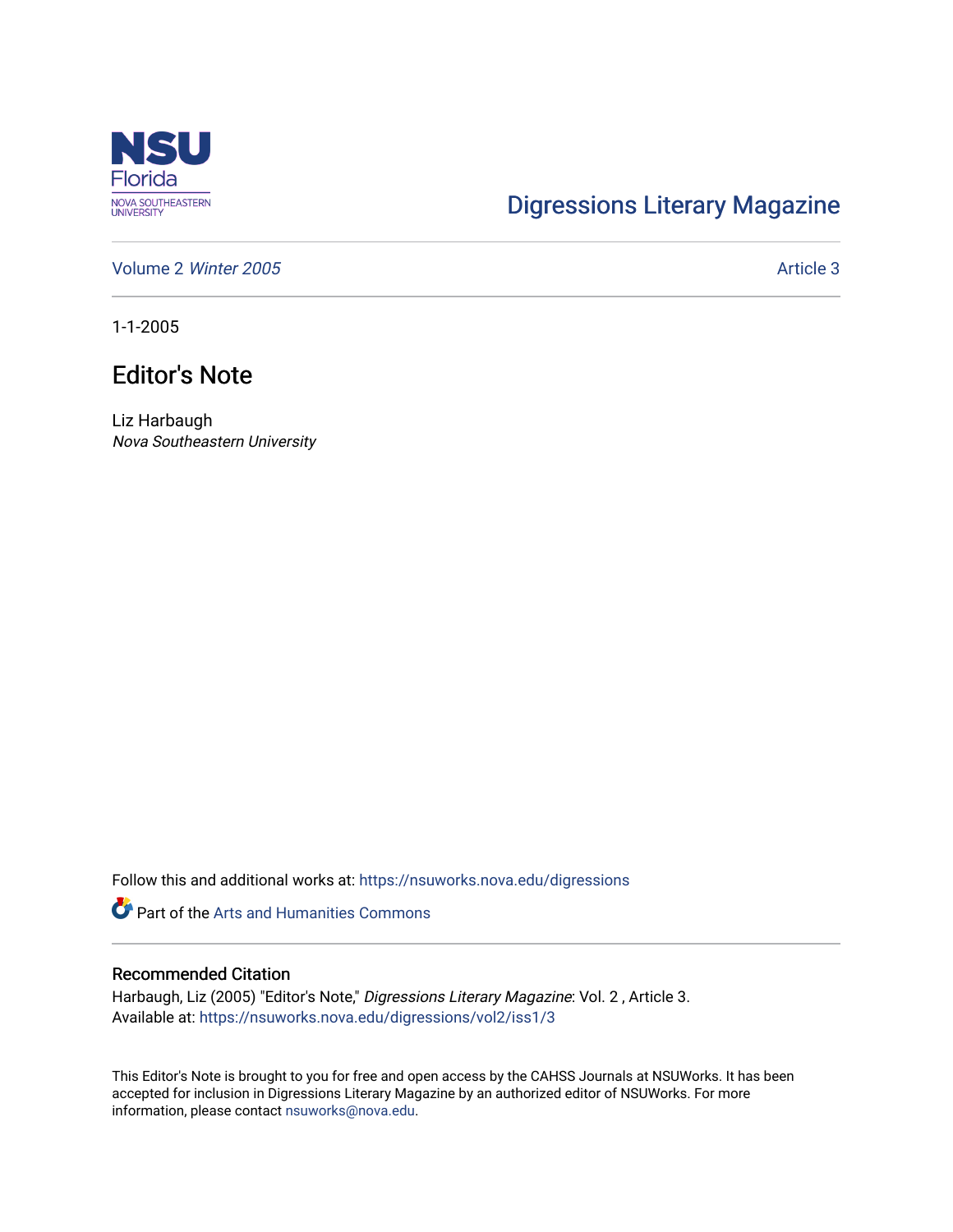Digressions Literary Magazine

Volume 2 *Winter 2005*

Article 3

1-1-2005

# Editor's Note

Liz Harbaugh
*Nova Southeastern University*

Follow this and additional works at: https://nsuworks.nova.edu/digressions

Part of the Arts and Humanities Commons

## Recommended Citation

Harbaugh, Liz (2005) "Editor's Note," *Digressions Literary Magazine*: Vol. 2 , Article 3.
Available at: https://nsuworks.nova.edu/digressions/vol2/iss1/3

This Editor's Note is brought to you for free and open access by the CAHSS Journals at NSUWorks. It has been accepted for inclusion in Digressions Literary Magazine by an authorized editor of NSUWorks. For more information, please contact nsuworks@nova.edu.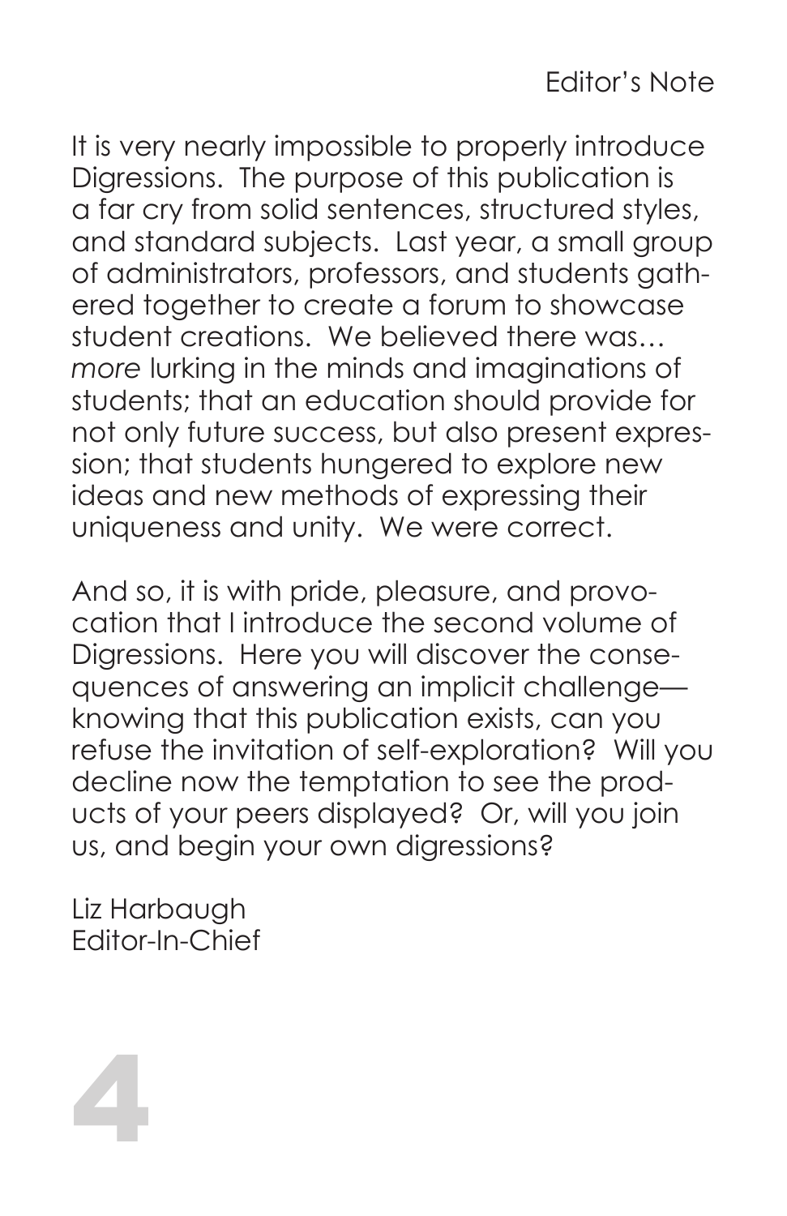# Editor's Note

It is very nearly impossible to properly introduce Digressions. The purpose of this publication is a far cry from solid sentences, structured styles, and standard subjects. Last year, a small group of administrators, professors, and students gathered together to create a forum to showcase student creations. We believed there was… *more* lurking in the minds and imaginations of students; that an education should provide for not only future success, but also present expression; that students hungered to explore new ideas and new methods of expressing their uniqueness and unity. We were correct.

And so, it is with pride, pleasure, and provocation that I introduce the second volume of Digressions. Here you will discover the consequences of answering an implicit challenge—knowing that this publication exists, can you refuse the invitation of self-exploration? Will you decline now the temptation to see the products of your peers displayed? Or, will you join us, and begin your own digressions?

Liz Harbaugh
Editor-In-Chief